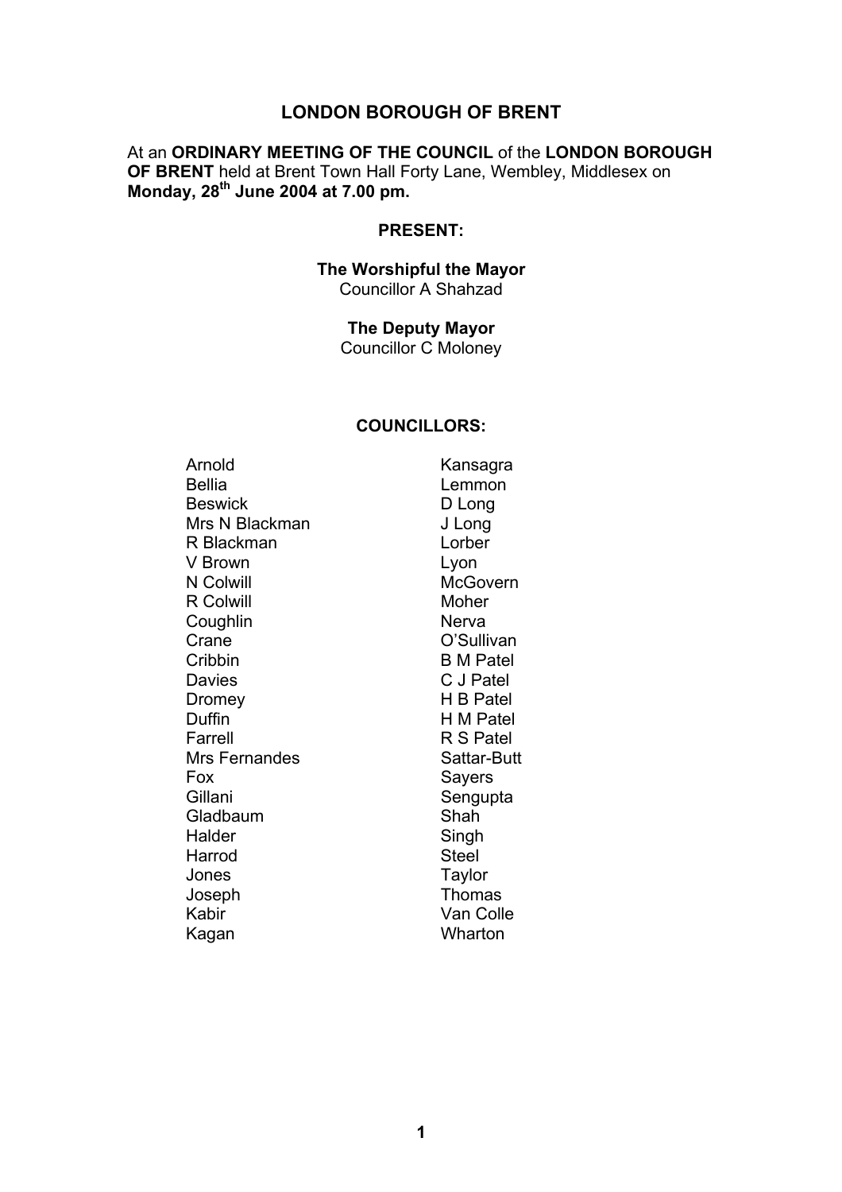# LONDON BOROUGH OF BRENT

At an **ORDINARY MEETING OF THE COUNCIL** of the **LONDON BOROUGH OF BRENT** held at Brent Town Hall Forty Lane, Wembley, Middlesex on **Monday, 28th June 2004 at 7.00 pm.**

**PRESENT:**

**The Worshipful the Mayor**
Councillor A Shahzad

**The Deputy Mayor**
Councillor C Moloney

**COUNCILLORS:**

| | |
|---|---|
| Arnold | Kansagra |
| Bellia | Lemmon |
| Beswick | D Long |
| Mrs N Blackman | J Long |
| R Blackman | Lorber |
| V Brown | Lyon |
| N Colwill | McGovern |
| R Colwill | Moher |
| Coughlin | Nerva |
| Crane | O'Sullivan |
| Cribbin | B M Patel |
| Davies | C J Patel |
| Dromey | H B Patel |
| Duffin | H M Patel |
| Farrell | R S Patel |
| Mrs Fernandes | Sattar-Butt |
| Fox | Sayers |
| Gillani | Sengupta |
| Gladbaum | Shah |
| Halder | Singh |
| Harrod | Steel |
| Jones | Taylor |
| Joseph | Thomas |
| Kabir | Van Colle |
| Kagan | Wharton |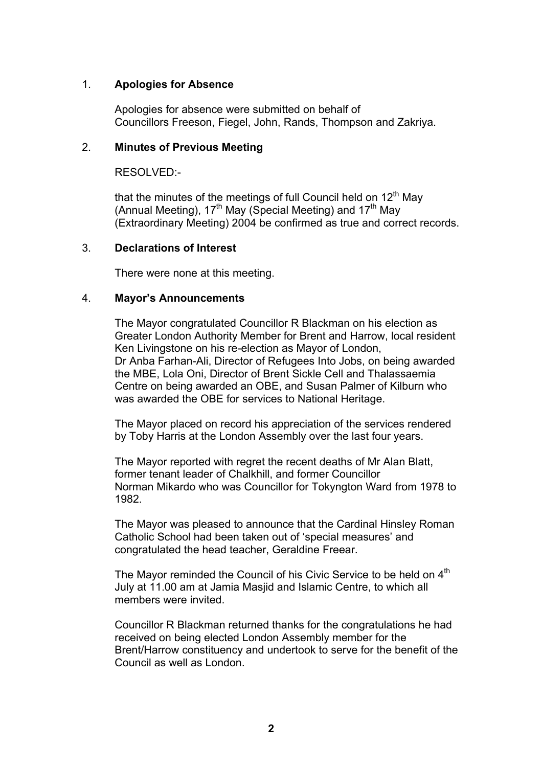## 1. **Apologies for Absence**

Apologies for absence were submitted on behalf of Councillors Freeson, Fiegel, John, Rands, Thompson and Zakriya.

## 2. **Minutes of Previous Meeting**

RESOLVED:-

that the minutes of the meetings of full Council held on 12th May (Annual Meeting), 17th May (Special Meeting) and 17th May (Extraordinary Meeting) 2004 be confirmed as true and correct records.

## 3. **Declarations of Interest**

There were none at this meeting.

## 4. **Mayor's Announcements**

The Mayor congratulated Councillor R Blackman on his election as Greater London Authority Member for Brent and Harrow, local resident Ken Livingstone on his re-election as Mayor of London, Dr Anba Farhan-Ali, Director of Refugees Into Jobs, on being awarded the MBE, Lola Oni, Director of Brent Sickle Cell and Thalassaemia Centre on being awarded an OBE, and Susan Palmer of Kilburn who was awarded the OBE for services to National Heritage.

The Mayor placed on record his appreciation of the services rendered by Toby Harris at the London Assembly over the last four years.

The Mayor reported with regret the recent deaths of Mr Alan Blatt, former tenant leader of Chalkhill, and former Councillor Norman Mikardo who was Councillor for Tokyngton Ward from 1978 to 1982.

The Mayor was pleased to announce that the Cardinal Hinsley Roman Catholic School had been taken out of 'special measures' and congratulated the head teacher, Geraldine Freear.

The Mayor reminded the Council of his Civic Service to be held on 4th July at 11.00 am at Jamia Masjid and Islamic Centre, to which all members were invited.

Councillor R Blackman returned thanks for the congratulations he had received on being elected London Assembly member for the Brent/Harrow constituency and undertook to serve for the benefit of the Council as well as London.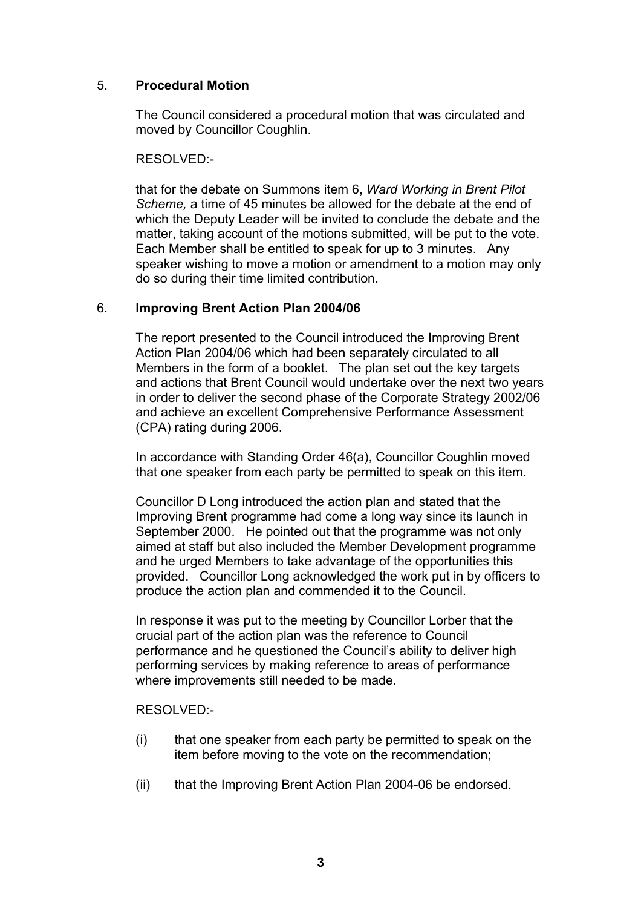## 5. **Procedural Motion**

The Council considered a procedural motion that was circulated and moved by Councillor Coughlin.

RESOLVED:-

that for the debate on Summons item 6, *Ward Working in Brent Pilot Scheme,* a time of 45 minutes be allowed for the debate at the end of which the Deputy Leader will be invited to conclude the debate and the matter, taking account of the motions submitted, will be put to the vote. Each Member shall be entitled to speak for up to 3 minutes. Any speaker wishing to move a motion or amendment to a motion may only do so during their time limited contribution.

## 6. **Improving Brent Action Plan 2004/06**

The report presented to the Council introduced the Improving Brent Action Plan 2004/06 which had been separately circulated to all Members in the form of a booklet. The plan set out the key targets and actions that Brent Council would undertake over the next two years in order to deliver the second phase of the Corporate Strategy 2002/06 and achieve an excellent Comprehensive Performance Assessment (CPA) rating during 2006.

In accordance with Standing Order 46(a), Councillor Coughlin moved that one speaker from each party be permitted to speak on this item.

Councillor D Long introduced the action plan and stated that the Improving Brent programme had come a long way since its launch in September 2000. He pointed out that the programme was not only aimed at staff but also included the Member Development programme and he urged Members to take advantage of the opportunities this provided. Councillor Long acknowledged the work put in by officers to produce the action plan and commended it to the Council.

In response it was put to the meeting by Councillor Lorber that the crucial part of the action plan was the reference to Council performance and he questioned the Council's ability to deliver high performing services by making reference to areas of performance where improvements still needed to be made.

RESOLVED:-

(i) that one speaker from each party be permitted to speak on the item before moving to the vote on the recommendation;

(ii) that the Improving Brent Action Plan 2004-06 be endorsed.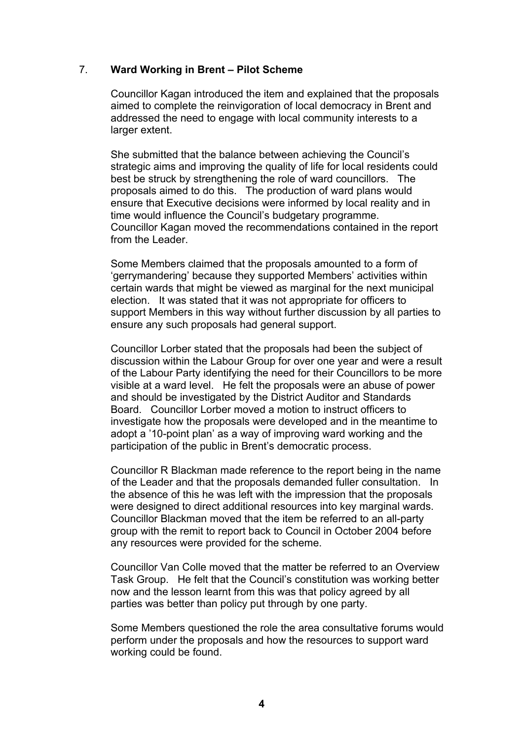## 7. **Ward Working in Brent – Pilot Scheme**

Councillor Kagan introduced the item and explained that the proposals aimed to complete the reinvigoration of local democracy in Brent and addressed the need to engage with local community interests to a larger extent.

She submitted that the balance between achieving the Council's strategic aims and improving the quality of life for local residents could best be struck by strengthening the role of ward councillors. The proposals aimed to do this. The production of ward plans would ensure that Executive decisions were informed by local reality and in time would influence the Council's budgetary programme. Councillor Kagan moved the recommendations contained in the report from the Leader.

Some Members claimed that the proposals amounted to a form of 'gerrymandering' because they supported Members' activities within certain wards that might be viewed as marginal for the next municipal election. It was stated that it was not appropriate for officers to support Members in this way without further discussion by all parties to ensure any such proposals had general support.

Councillor Lorber stated that the proposals had been the subject of discussion within the Labour Group for over one year and were a result of the Labour Party identifying the need for their Councillors to be more visible at a ward level. He felt the proposals were an abuse of power and should be investigated by the District Auditor and Standards Board. Councillor Lorber moved a motion to instruct officers to investigate how the proposals were developed and in the meantime to adopt a '10-point plan' as a way of improving ward working and the participation of the public in Brent's democratic process.

Councillor R Blackman made reference to the report being in the name of the Leader and that the proposals demanded fuller consultation. In the absence of this he was left with the impression that the proposals were designed to direct additional resources into key marginal wards. Councillor Blackman moved that the item be referred to an all-party group with the remit to report back to Council in October 2004 before any resources were provided for the scheme.

Councillor Van Colle moved that the matter be referred to an Overview Task Group. He felt that the Council's constitution was working better now and the lesson learnt from this was that policy agreed by all parties was better than policy put through by one party.

Some Members questioned the role the area consultative forums would perform under the proposals and how the resources to support ward working could be found.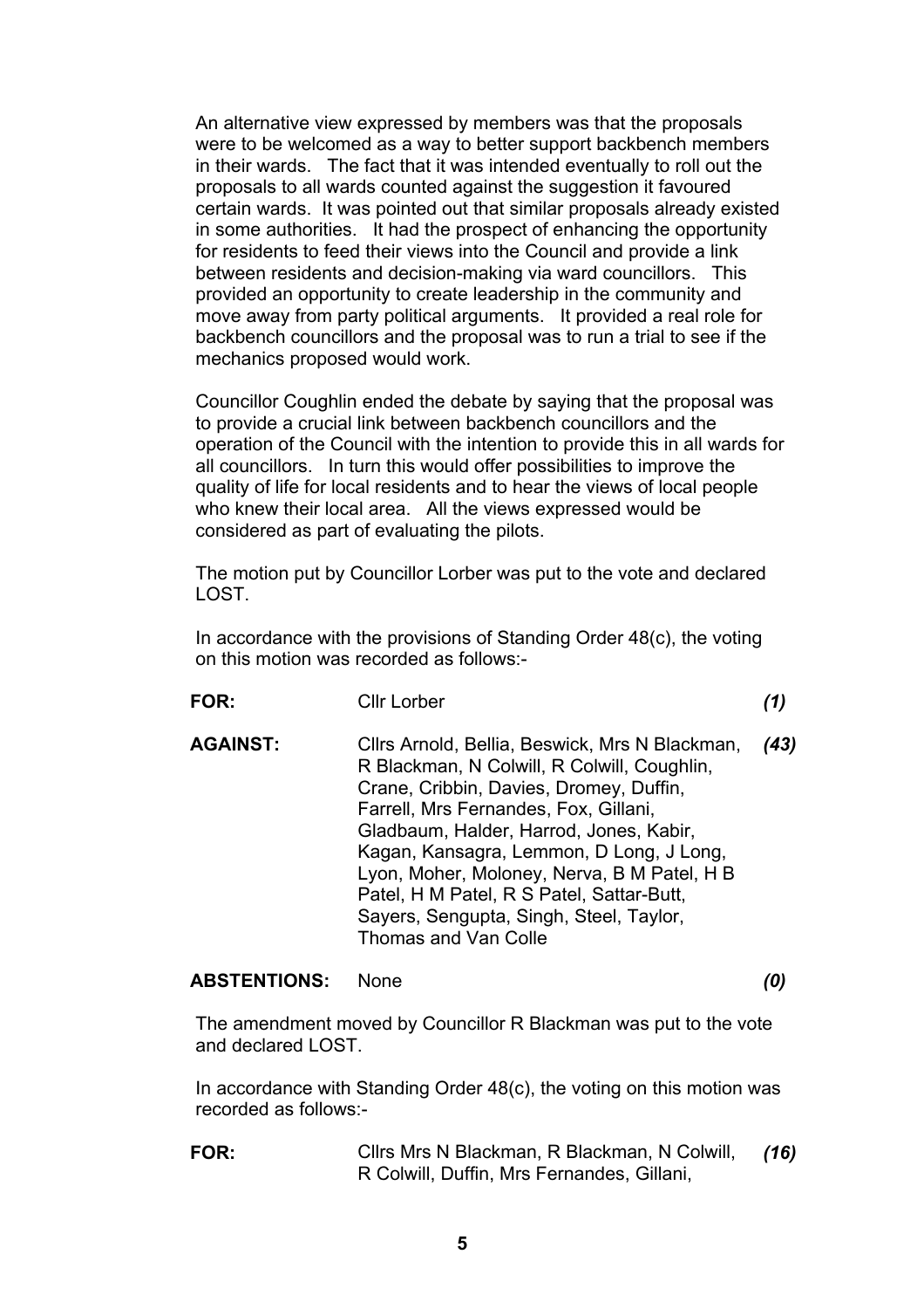An alternative view expressed by members was that the proposals were to be welcomed as a way to better support backbench members in their wards. The fact that it was intended eventually to roll out the proposals to all wards counted against the suggestion it favoured certain wards. It was pointed out that similar proposals already existed in some authorities. It had the prospect of enhancing the opportunity for residents to feed their views into the Council and provide a link between residents and decision-making via ward councillors. This provided an opportunity to create leadership in the community and move away from party political arguments. It provided a real role for backbench councillors and the proposal was to run a trial to see if the mechanics proposed would work.

Councillor Coughlin ended the debate by saying that the proposal was to provide a crucial link between backbench councillors and the operation of the Council with the intention to provide this in all wards for all councillors. In turn this would offer possibilities to improve the quality of life for local residents and to hear the views of local people who knew their local area. All the views expressed would be considered as part of evaluating the pilots.

The motion put by Councillor Lorber was put to the vote and declared LOST.

In accordance with the provisions of Standing Order 48(c), the voting on this motion was recorded as follows:-

| | | |
|---|---|---|
| **FOR:** | Cllr Lorber | ***(1)*** |
| **AGAINST:** | Cllrs Arnold, Bellia, Beswick, Mrs N Blackman, R Blackman, N Colwill, R Colwill, Coughlin, Crane, Cribbin, Davies, Dromey, Duffin, Farrell, Mrs Fernandes, Fox, Gillani, Gladbaum, Halder, Harrod, Jones, Kabir, Kagan, Kansagra, Lemmon, D Long, J Long, Lyon, Moher, Moloney, Nerva, B M Patel, H B Patel, H M Patel, R S Patel, Sattar-Butt, Sayers, Sengupta, Singh, Steel, Taylor, Thomas and Van Colle | ***(43)*** |
| **ABSTENTIONS:** | None | ***(0)*** |

The amendment moved by Councillor R Blackman was put to the vote and declared LOST.

In accordance with Standing Order 48(c), the voting on this motion was recorded as follows:-

| | | |
|---|---|---|
| **FOR:** | Cllrs Mrs N Blackman, R Blackman, N Colwill, R Colwill, Duffin, Mrs Fernandes, Gillani, | ***(16)*** |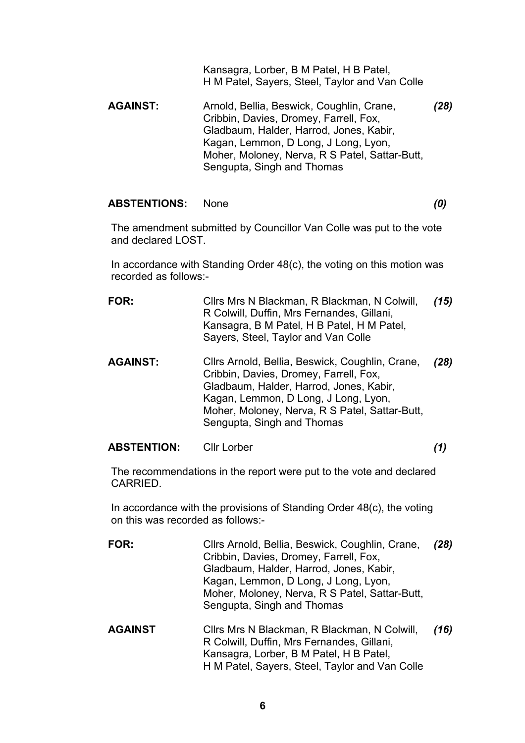Kansagra, Lorber, B M Patel, H B Patel, H M Patel, Sayers, Steel, Taylor and Van Colle

**AGAINST:** Arnold, Bellia, Beswick, Coughlin, Crane, Cribbin, Davies, Dromey, Farrell, Fox, Gladbaum, Halder, Harrod, Jones, Kabir, Kagan, Lemmon, D Long, J Long, Lyon, Moher, Moloney, Nerva, R S Patel, Sattar-Butt, Sengupta, Singh and Thomas ***(28)***

**ABSTENTIONS:** None ***(0)***

The amendment submitted by Councillor Van Colle was put to the vote and declared LOST.

In accordance with Standing Order 48(c), the voting on this motion was recorded as follows:-

**FOR:** Cllrs Mrs N Blackman, R Blackman, N Colwill, R Colwill, Duffin, Mrs Fernandes, Gillani, Kansagra, B M Patel, H B Patel, H M Patel, Sayers, Steel, Taylor and Van Colle ***(15)***

**AGAINST:** Cllrs Arnold, Bellia, Beswick, Coughlin, Crane, Cribbin, Davies, Dromey, Farrell, Fox, Gladbaum, Halder, Harrod, Jones, Kabir, Kagan, Lemmon, D Long, J Long, Lyon, Moher, Moloney, Nerva, R S Patel, Sattar-Butt, Sengupta, Singh and Thomas ***(28)***

**ABSTENTION:** Cllr Lorber ***(1)***

The recommendations in the report were put to the vote and declared CARRIED.

In accordance with the provisions of Standing Order 48(c), the voting on this was recorded as follows:-

**FOR:** Cllrs Arnold, Bellia, Beswick, Coughlin, Crane, Cribbin, Davies, Dromey, Farrell, Fox, Gladbaum, Halder, Harrod, Jones, Kabir, Kagan, Lemmon, D Long, J Long, Lyon, Moher, Moloney, Nerva, R S Patel, Sattar-Butt, Sengupta, Singh and Thomas ***(28)***

**AGAINST** Cllrs Mrs N Blackman, R Blackman, N Colwill, R Colwill, Duffin, Mrs Fernandes, Gillani, Kansagra, Lorber, B M Patel, H B Patel, H M Patel, Sayers, Steel, Taylor and Van Colle ***(16)***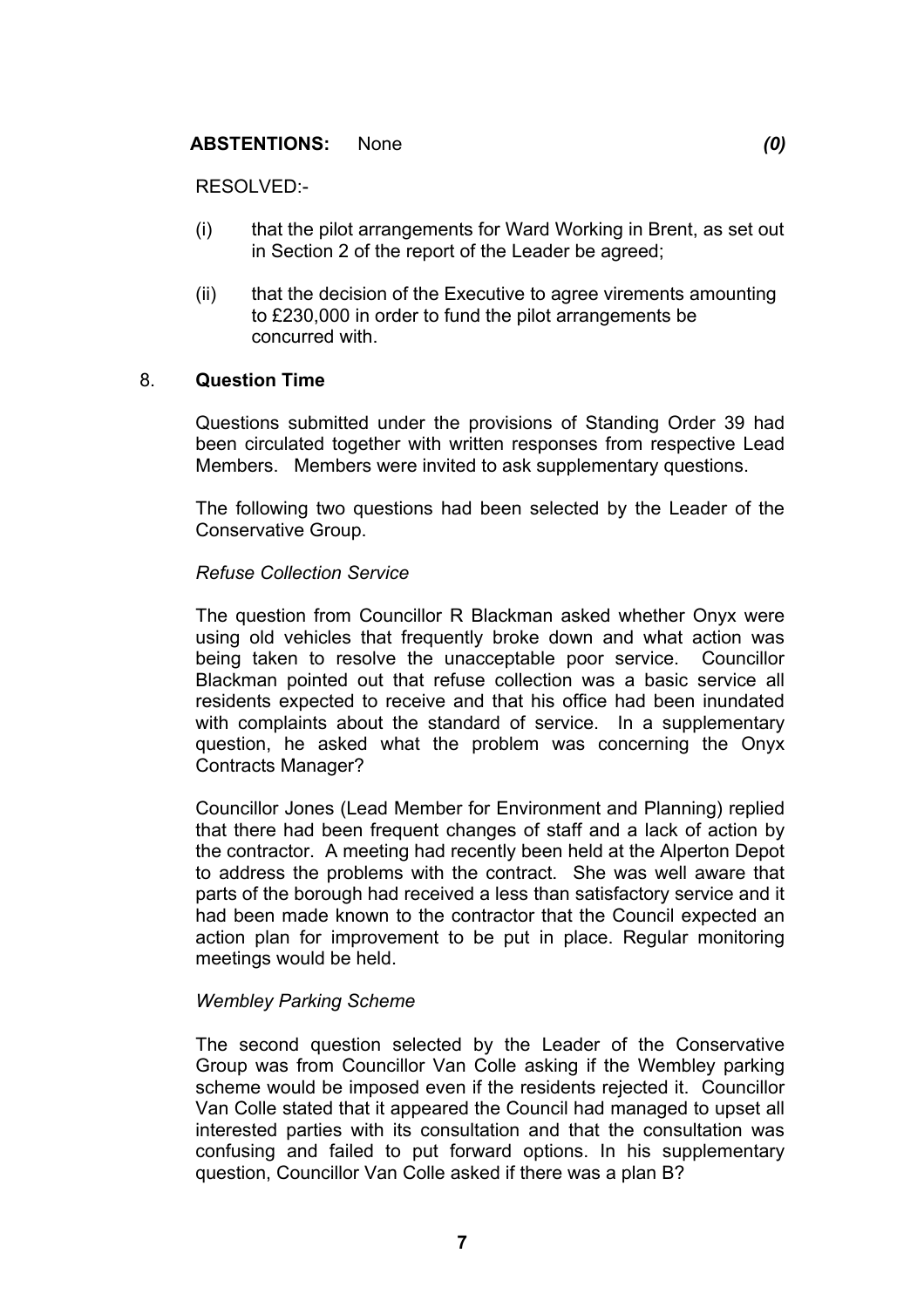**ABSTENTIONS:** None *(0)*

RESOLVED:-

(i) that the pilot arrangements for Ward Working in Brent, as set out in Section 2 of the report of the Leader be agreed;

(ii) that the decision of the Executive to agree virements amounting to £230,000 in order to fund the pilot arrangements be concurred with.

8. **Question Time**

Questions submitted under the provisions of Standing Order 39 had been circulated together with written responses from respective Lead Members. Members were invited to ask supplementary questions.

The following two questions had been selected by the Leader of the Conservative Group.

*Refuse Collection Service*

The question from Councillor R Blackman asked whether Onyx were using old vehicles that frequently broke down and what action was being taken to resolve the unacceptable poor service. Councillor Blackman pointed out that refuse collection was a basic service all residents expected to receive and that his office had been inundated with complaints about the standard of service. In a supplementary question, he asked what the problem was concerning the Onyx Contracts Manager?

Councillor Jones (Lead Member for Environment and Planning) replied that there had been frequent changes of staff and a lack of action by the contractor. A meeting had recently been held at the Alperton Depot to address the problems with the contract. She was well aware that parts of the borough had received a less than satisfactory service and it had been made known to the contractor that the Council expected an action plan for improvement to be put in place. Regular monitoring meetings would be held.

*Wembley Parking Scheme*

The second question selected by the Leader of the Conservative Group was from Councillor Van Colle asking if the Wembley parking scheme would be imposed even if the residents rejected it. Councillor Van Colle stated that it appeared the Council had managed to upset all interested parties with its consultation and that the consultation was confusing and failed to put forward options. In his supplementary question, Councillor Van Colle asked if there was a plan B?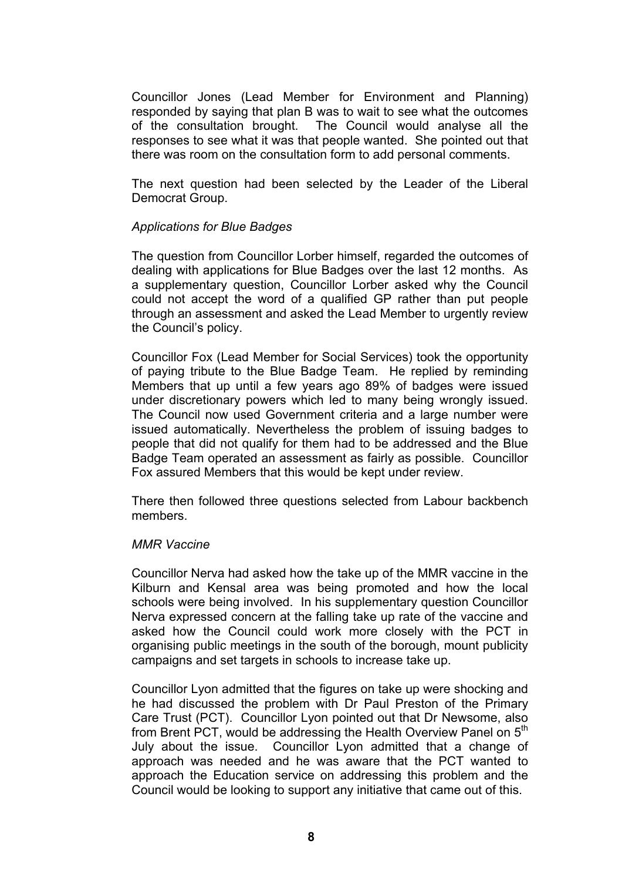Councillor Jones (Lead Member for Environment and Planning) responded by saying that plan B was to wait to see what the outcomes of the consultation brought. The Council would analyse all the responses to see what it was that people wanted. She pointed out that there was room on the consultation form to add personal comments.

The next question had been selected by the Leader of the Liberal Democrat Group.

*Applications for Blue Badges*

The question from Councillor Lorber himself, regarded the outcomes of dealing with applications for Blue Badges over the last 12 months. As a supplementary question, Councillor Lorber asked why the Council could not accept the word of a qualified GP rather than put people through an assessment and asked the Lead Member to urgently review the Council's policy.

Councillor Fox (Lead Member for Social Services) took the opportunity of paying tribute to the Blue Badge Team. He replied by reminding Members that up until a few years ago 89% of badges were issued under discretionary powers which led to many being wrongly issued. The Council now used Government criteria and a large number were issued automatically. Nevertheless the problem of issuing badges to people that did not qualify for them had to be addressed and the Blue Badge Team operated an assessment as fairly as possible. Councillor Fox assured Members that this would be kept under review.

There then followed three questions selected from Labour backbench members.

*MMR Vaccine*

Councillor Nerva had asked how the take up of the MMR vaccine in the Kilburn and Kensal area was being promoted and how the local schools were being involved. In his supplementary question Councillor Nerva expressed concern at the falling take up rate of the vaccine and asked how the Council could work more closely with the PCT in organising public meetings in the south of the borough, mount publicity campaigns and set targets in schools to increase take up.

Councillor Lyon admitted that the figures on take up were shocking and he had discussed the problem with Dr Paul Preston of the Primary Care Trust (PCT). Councillor Lyon pointed out that Dr Newsome, also from Brent PCT, would be addressing the Health Overview Panel on 5th July about the issue. Councillor Lyon admitted that a change of approach was needed and he was aware that the PCT wanted to approach the Education service on addressing this problem and the Council would be looking to support any initiative that came out of this.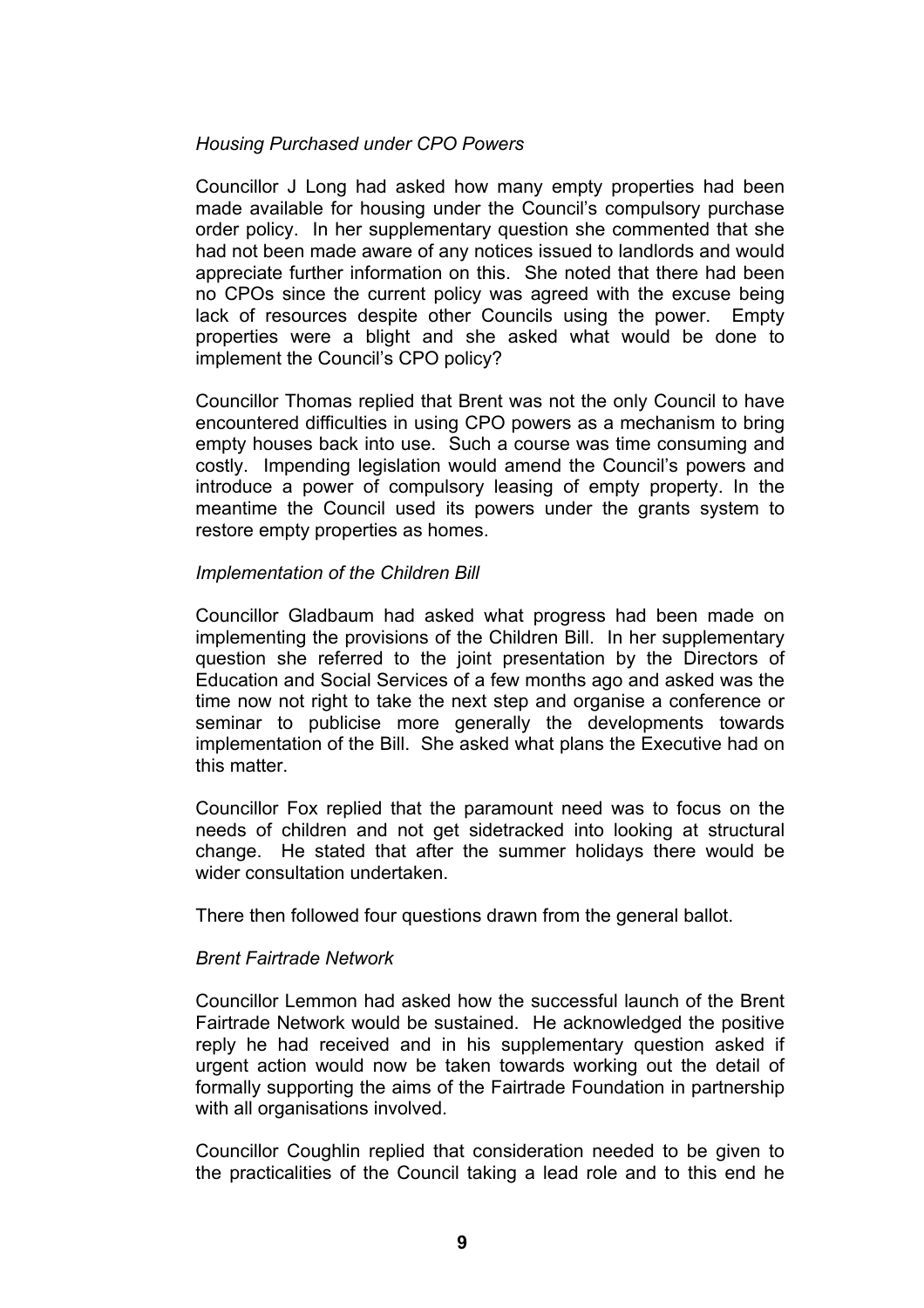*Housing Purchased under CPO Powers*

Councillor J Long had asked how many empty properties had been made available for housing under the Council's compulsory purchase order policy. In her supplementary question she commented that she had not been made aware of any notices issued to landlords and would appreciate further information on this. She noted that there had been no CPOs since the current policy was agreed with the excuse being lack of resources despite other Councils using the power. Empty properties were a blight and she asked what would be done to implement the Council's CPO policy?

Councillor Thomas replied that Brent was not the only Council to have encountered difficulties in using CPO powers as a mechanism to bring empty houses back into use. Such a course was time consuming and costly. Impending legislation would amend the Council's powers and introduce a power of compulsory leasing of empty property. In the meantime the Council used its powers under the grants system to restore empty properties as homes.

*Implementation of the Children Bill*

Councillor Gladbaum had asked what progress had been made on implementing the provisions of the Children Bill. In her supplementary question she referred to the joint presentation by the Directors of Education and Social Services of a few months ago and asked was the time now not right to take the next step and organise a conference or seminar to publicise more generally the developments towards implementation of the Bill. She asked what plans the Executive had on this matter.

Councillor Fox replied that the paramount need was to focus on the needs of children and not get sidetracked into looking at structural change. He stated that after the summer holidays there would be wider consultation undertaken.

There then followed four questions drawn from the general ballot.

*Brent Fairtrade Network*

Councillor Lemmon had asked how the successful launch of the Brent Fairtrade Network would be sustained. He acknowledged the positive reply he had received and in his supplementary question asked if urgent action would now be taken towards working out the detail of formally supporting the aims of the Fairtrade Foundation in partnership with all organisations involved.

Councillor Coughlin replied that consideration needed to be given to the practicalities of the Council taking a lead role and to this end he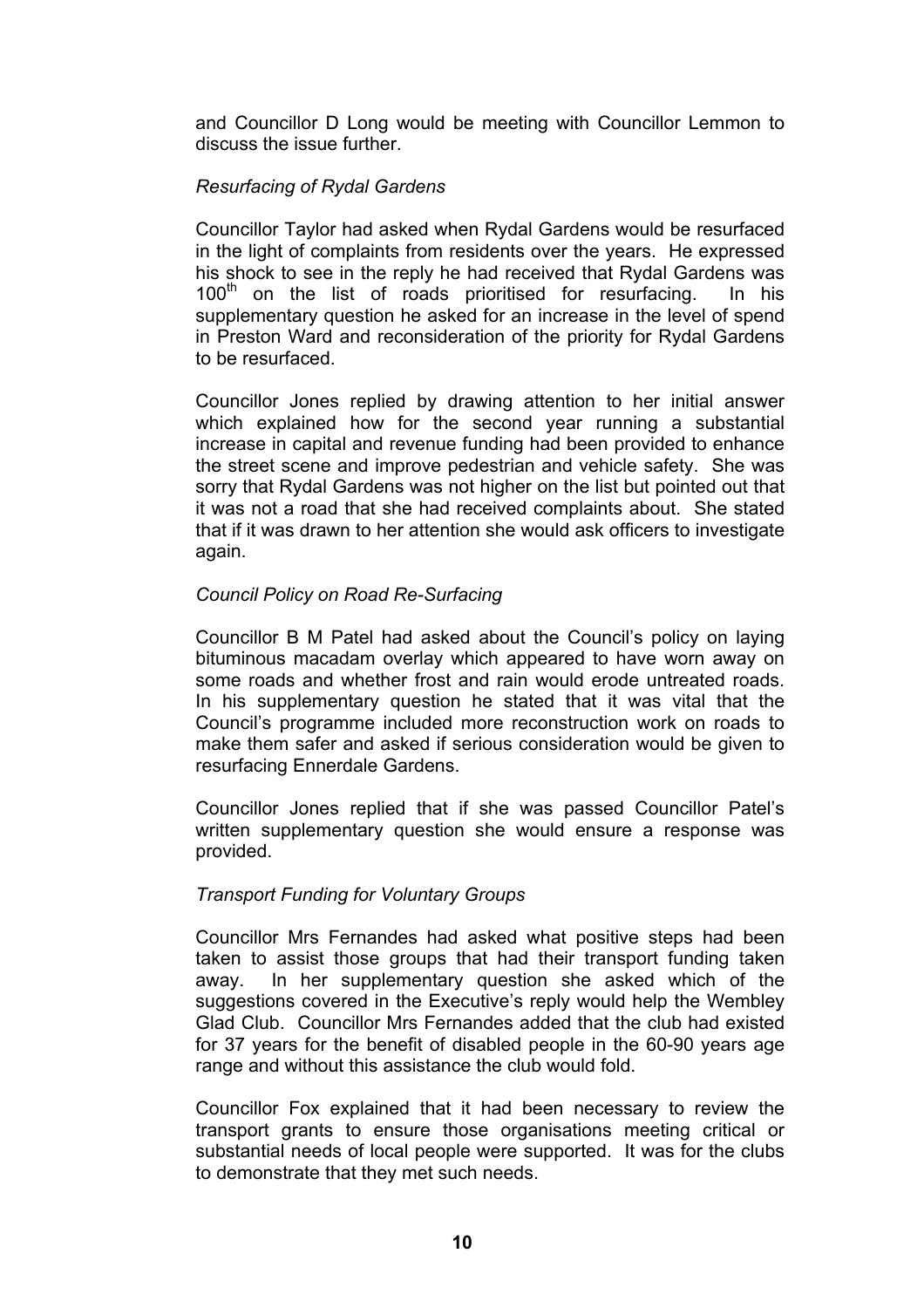and Councillor D Long would be meeting with Councillor Lemmon to discuss the issue further.

*Resurfacing of Rydal Gardens*

Councillor Taylor had asked when Rydal Gardens would be resurfaced in the light of complaints from residents over the years. He expressed his shock to see in the reply he had received that Rydal Gardens was $100^{th}$ on the list of roads prioritised for resurfacing. In his supplementary question he asked for an increase in the level of spend in Preston Ward and reconsideration of the priority for Rydal Gardens to be resurfaced.

Councillor Jones replied by drawing attention to her initial answer which explained how for the second year running a substantial increase in capital and revenue funding had been provided to enhance the street scene and improve pedestrian and vehicle safety. She was sorry that Rydal Gardens was not higher on the list but pointed out that it was not a road that she had received complaints about. She stated that if it was drawn to her attention she would ask officers to investigate again.

*Council Policy on Road Re-Surfacing*

Councillor B M Patel had asked about the Council's policy on laying bituminous macadam overlay which appeared to have worn away on some roads and whether frost and rain would erode untreated roads. In his supplementary question he stated that it was vital that the Council's programme included more reconstruction work on roads to make them safer and asked if serious consideration would be given to resurfacing Ennerdale Gardens.

Councillor Jones replied that if she was passed Councillor Patel's written supplementary question she would ensure a response was provided.

*Transport Funding for Voluntary Groups*

Councillor Mrs Fernandes had asked what positive steps had been taken to assist those groups that had their transport funding taken away. In her supplementary question she asked which of the suggestions covered in the Executive's reply would help the Wembley Glad Club. Councillor Mrs Fernandes added that the club had existed for 37 years for the benefit of disabled people in the 60-90 years age range and without this assistance the club would fold.

Councillor Fox explained that it had been necessary to review the transport grants to ensure those organisations meeting critical or substantial needs of local people were supported. It was for the clubs to demonstrate that they met such needs.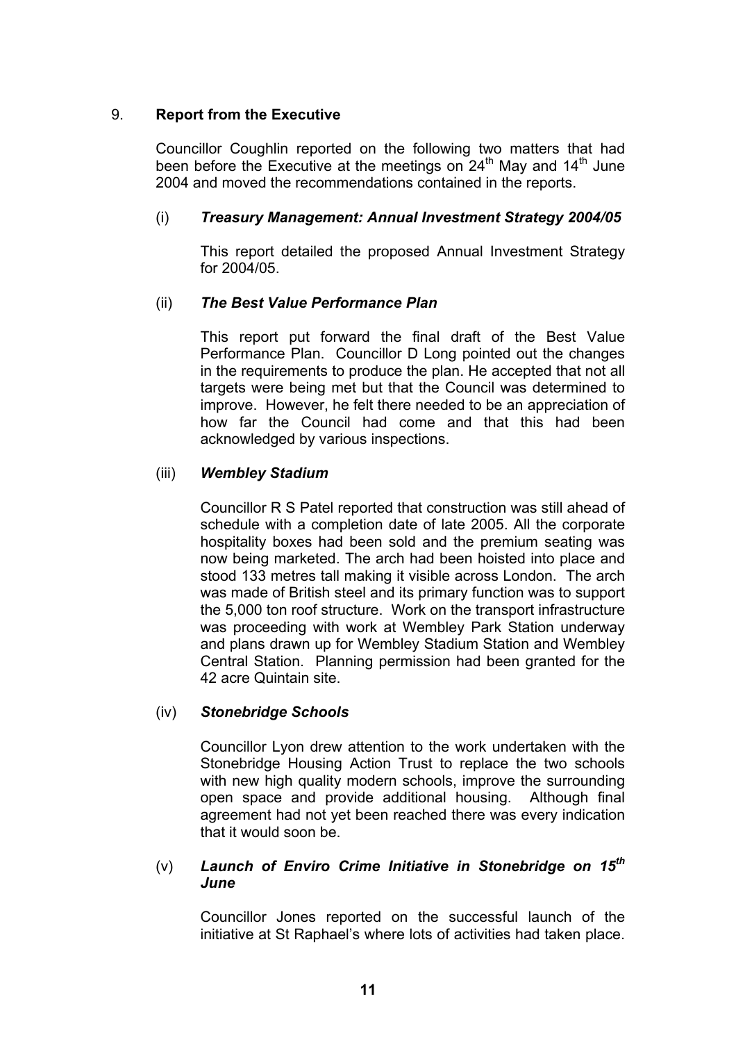## 9. **Report from the Executive**

Councillor Coughlin reported on the following two matters that had been before the Executive at the meetings on 24th May and 14th June 2004 and moved the recommendations contained in the reports.

### (i) ***Treasury Management: Annual Investment Strategy 2004/05***

This report detailed the proposed Annual Investment Strategy for 2004/05.

### (ii) ***The Best Value Performance Plan***

This report put forward the final draft of the Best Value Performance Plan. Councillor D Long pointed out the changes in the requirements to produce the plan. He accepted that not all targets were being met but that the Council was determined to improve. However, he felt there needed to be an appreciation of how far the Council had come and that this had been acknowledged by various inspections.

### (iii) ***Wembley Stadium***

Councillor R S Patel reported that construction was still ahead of schedule with a completion date of late 2005. All the corporate hospitality boxes had been sold and the premium seating was now being marketed. The arch had been hoisted into place and stood 133 metres tall making it visible across London. The arch was made of British steel and its primary function was to support the 5,000 ton roof structure. Work on the transport infrastructure was proceeding with work at Wembley Park Station underway and plans drawn up for Wembley Stadium Station and Wembley Central Station. Planning permission had been granted for the 42 acre Quintain site.

### (iv) ***Stonebridge Schools***

Councillor Lyon drew attention to the work undertaken with the Stonebridge Housing Action Trust to replace the two schools with new high quality modern schools, improve the surrounding open space and provide additional housing. Although final agreement had not yet been reached there was every indication that it would soon be.

### (v) ***Launch of Enviro Crime Initiative in Stonebridge on 15th June***

Councillor Jones reported on the successful launch of the initiative at St Raphael's where lots of activities had taken place.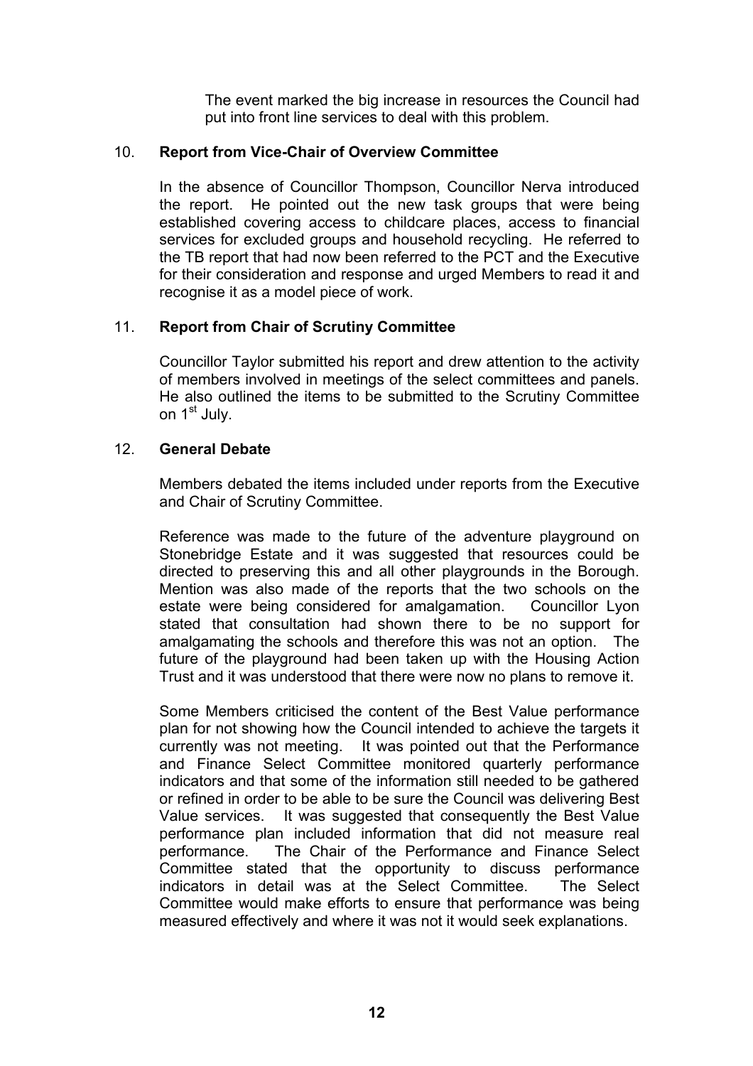The event marked the big increase in resources the Council had put into front line services to deal with this problem.

## 10. Report from Vice-Chair of Overview Committee

In the absence of Councillor Thompson, Councillor Nerva introduced the report. He pointed out the new task groups that were being established covering access to childcare places, access to financial services for excluded groups and household recycling. He referred to the TB report that had now been referred to the PCT and the Executive for their consideration and response and urged Members to read it and recognise it as a model piece of work.

## 11. Report from Chair of Scrutiny Committee

Councillor Taylor submitted his report and drew attention to the activity of members involved in meetings of the select committees and panels. He also outlined the items to be submitted to the Scrutiny Committee on 1st July.

## 12. General Debate

Members debated the items included under reports from the Executive and Chair of Scrutiny Committee.

Reference was made to the future of the adventure playground on Stonebridge Estate and it was suggested that resources could be directed to preserving this and all other playgrounds in the Borough. Mention was also made of the reports that the two schools on the estate were being considered for amalgamation. Councillor Lyon stated that consultation had shown there to be no support for amalgamating the schools and therefore this was not an option. The future of the playground had been taken up with the Housing Action Trust and it was understood that there were now no plans to remove it.

Some Members criticised the content of the Best Value performance plan for not showing how the Council intended to achieve the targets it currently was not meeting. It was pointed out that the Performance and Finance Select Committee monitored quarterly performance indicators and that some of the information still needed to be gathered or refined in order to be able to be sure the Council was delivering Best Value services. It was suggested that consequently the Best Value performance plan included information that did not measure real performance. The Chair of the Performance and Finance Select Committee stated that the opportunity to discuss performance indicators in detail was at the Select Committee. The Select Committee would make efforts to ensure that performance was being measured effectively and where it was not it would seek explanations.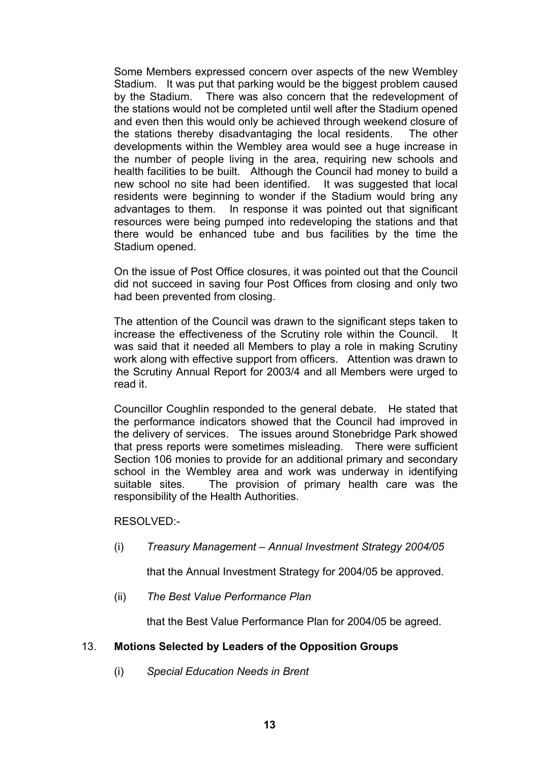Some Members expressed concern over aspects of the new Wembley Stadium. It was put that parking would be the biggest problem caused by the Stadium. There was also concern that the redevelopment of the stations would not be completed until well after the Stadium opened and even then this would only be achieved through weekend closure of the stations thereby disadvantaging the local residents. The other developments within the Wembley area would see a huge increase in the number of people living in the area, requiring new schools and health facilities to be built. Although the Council had money to build a new school no site had been identified. It was suggested that local residents were beginning to wonder if the Stadium would bring any advantages to them. In response it was pointed out that significant resources were being pumped into redeveloping the stations and that there would be enhanced tube and bus facilities by the time the Stadium opened.

On the issue of Post Office closures, it was pointed out that the Council did not succeed in saving four Post Offices from closing and only two had been prevented from closing.

The attention of the Council was drawn to the significant steps taken to increase the effectiveness of the Scrutiny role within the Council. It was said that it needed all Members to play a role in making Scrutiny work along with effective support from officers. Attention was drawn to the Scrutiny Annual Report for 2003/4 and all Members were urged to read it.

Councillor Coughlin responded to the general debate. He stated that the performance indicators showed that the Council had improved in the delivery of services. The issues around Stonebridge Park showed that press reports were sometimes misleading. There were sufficient Section 106 monies to provide for an additional primary and secondary school in the Wembley area and work was underway in identifying suitable sites. The provision of primary health care was the responsibility of the Health Authorities.

RESOLVED:-

(i) *Treasury Management – Annual Investment Strategy 2004/05*

that the Annual Investment Strategy for 2004/05 be approved.

(ii) *The Best Value Performance Plan*

that the Best Value Performance Plan for 2004/05 be agreed.

## 13. **Motions Selected by Leaders of the Opposition Groups**

(i) *Special Education Needs in Brent*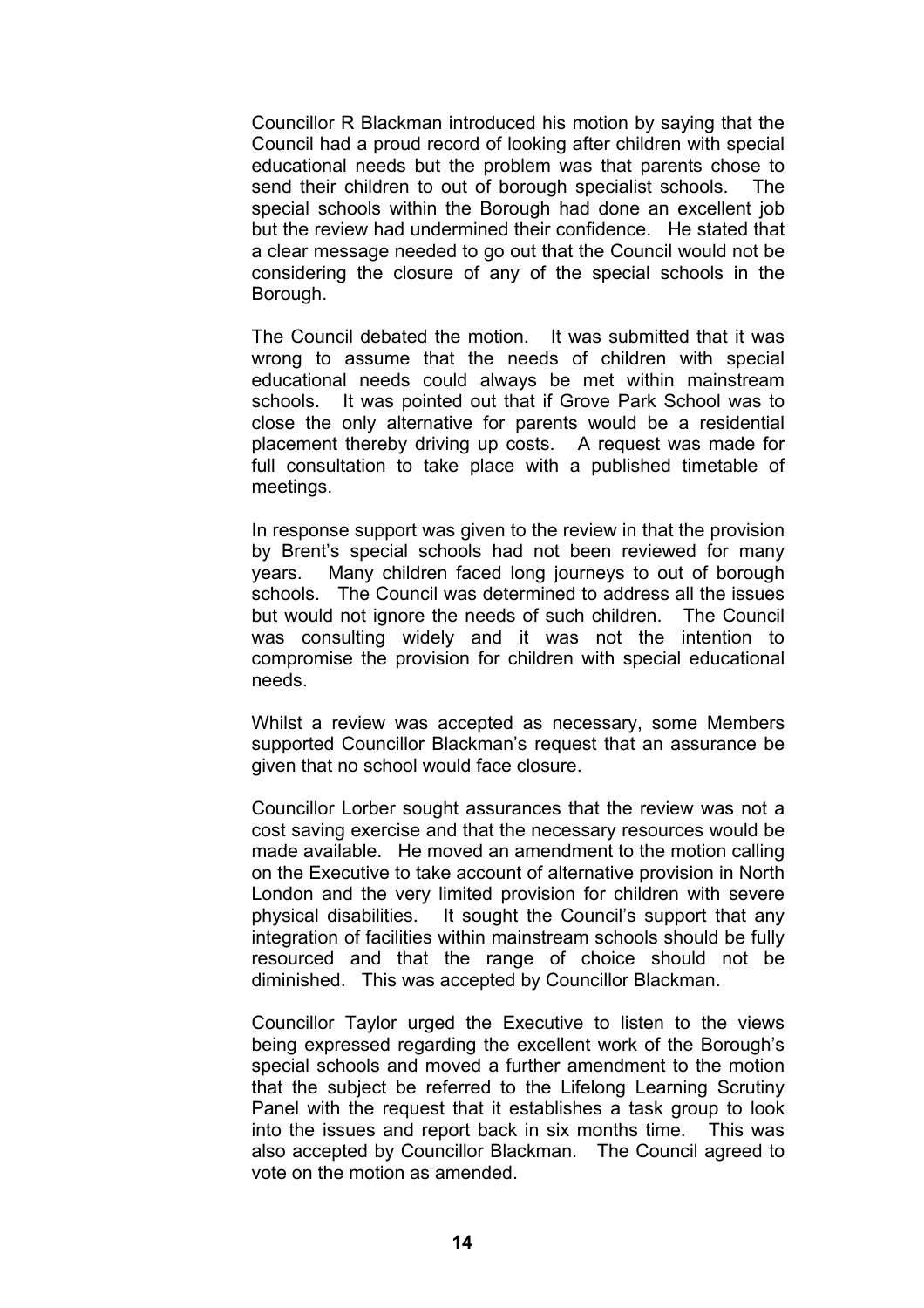Councillor R Blackman introduced his motion by saying that the Council had a proud record of looking after children with special educational needs but the problem was that parents chose to send their children to out of borough specialist schools. The special schools within the Borough had done an excellent job but the review had undermined their confidence. He stated that a clear message needed to go out that the Council would not be considering the closure of any of the special schools in the Borough.

The Council debated the motion. It was submitted that it was wrong to assume that the needs of children with special educational needs could always be met within mainstream schools. It was pointed out that if Grove Park School was to close the only alternative for parents would be a residential placement thereby driving up costs. A request was made for full consultation to take place with a published timetable of meetings.

In response support was given to the review in that the provision by Brent's special schools had not been reviewed for many years. Many children faced long journeys to out of borough schools. The Council was determined to address all the issues but would not ignore the needs of such children. The Council was consulting widely and it was not the intention to compromise the provision for children with special educational needs.

Whilst a review was accepted as necessary, some Members supported Councillor Blackman's request that an assurance be given that no school would face closure.

Councillor Lorber sought assurances that the review was not a cost saving exercise and that the necessary resources would be made available. He moved an amendment to the motion calling on the Executive to take account of alternative provision in North London and the very limited provision for children with severe physical disabilities. It sought the Council's support that any integration of facilities within mainstream schools should be fully resourced and that the range of choice should not be diminished. This was accepted by Councillor Blackman.

Councillor Taylor urged the Executive to listen to the views being expressed regarding the excellent work of the Borough's special schools and moved a further amendment to the motion that the subject be referred to the Lifelong Learning Scrutiny Panel with the request that it establishes a task group to look into the issues and report back in six months time. This was also accepted by Councillor Blackman. The Council agreed to vote on the motion as amended.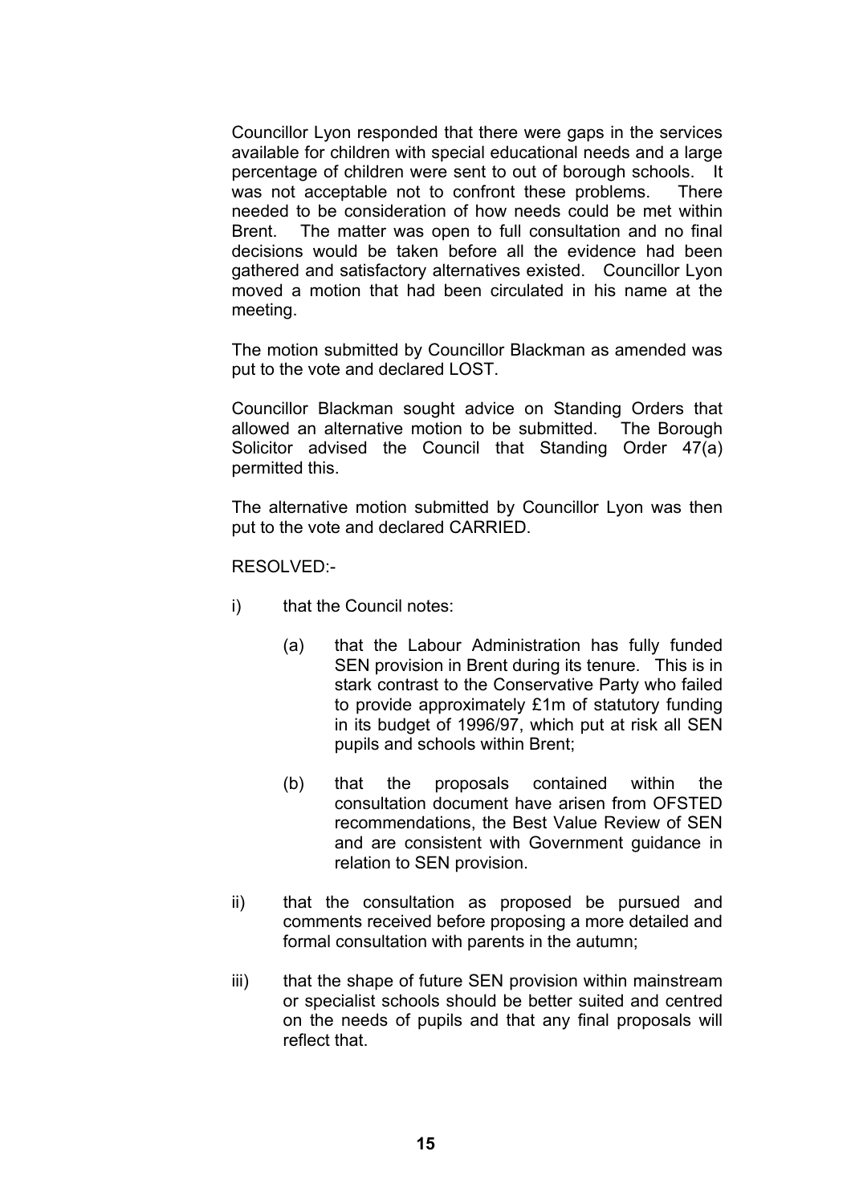Councillor Lyon responded that there were gaps in the services available for children with special educational needs and a large percentage of children were sent to out of borough schools. It was not acceptable not to confront these problems. There needed to be consideration of how needs could be met within Brent. The matter was open to full consultation and no final decisions would be taken before all the evidence had been gathered and satisfactory alternatives existed. Councillor Lyon moved a motion that had been circulated in his name at the meeting.

The motion submitted by Councillor Blackman as amended was put to the vote and declared LOST.

Councillor Blackman sought advice on Standing Orders that allowed an alternative motion to be submitted. The Borough Solicitor advised the Council that Standing Order 47(a) permitted this.

The alternative motion submitted by Councillor Lyon was then put to the vote and declared CARRIED.

RESOLVED:-

i) that the Council notes:

   (a) that the Labour Administration has fully funded SEN provision in Brent during its tenure. This is in stark contrast to the Conservative Party who failed to provide approximately £1m of statutory funding in its budget of 1996/97, which put at risk all SEN pupils and schools within Brent;

   (b) that the proposals contained within the consultation document have arisen from OFSTED recommendations, the Best Value Review of SEN and are consistent with Government guidance in relation to SEN provision.

ii) that the consultation as proposed be pursued and comments received before proposing a more detailed and formal consultation with parents in the autumn;

iii) that the shape of future SEN provision within mainstream or specialist schools should be better suited and centred on the needs of pupils and that any final proposals will reflect that.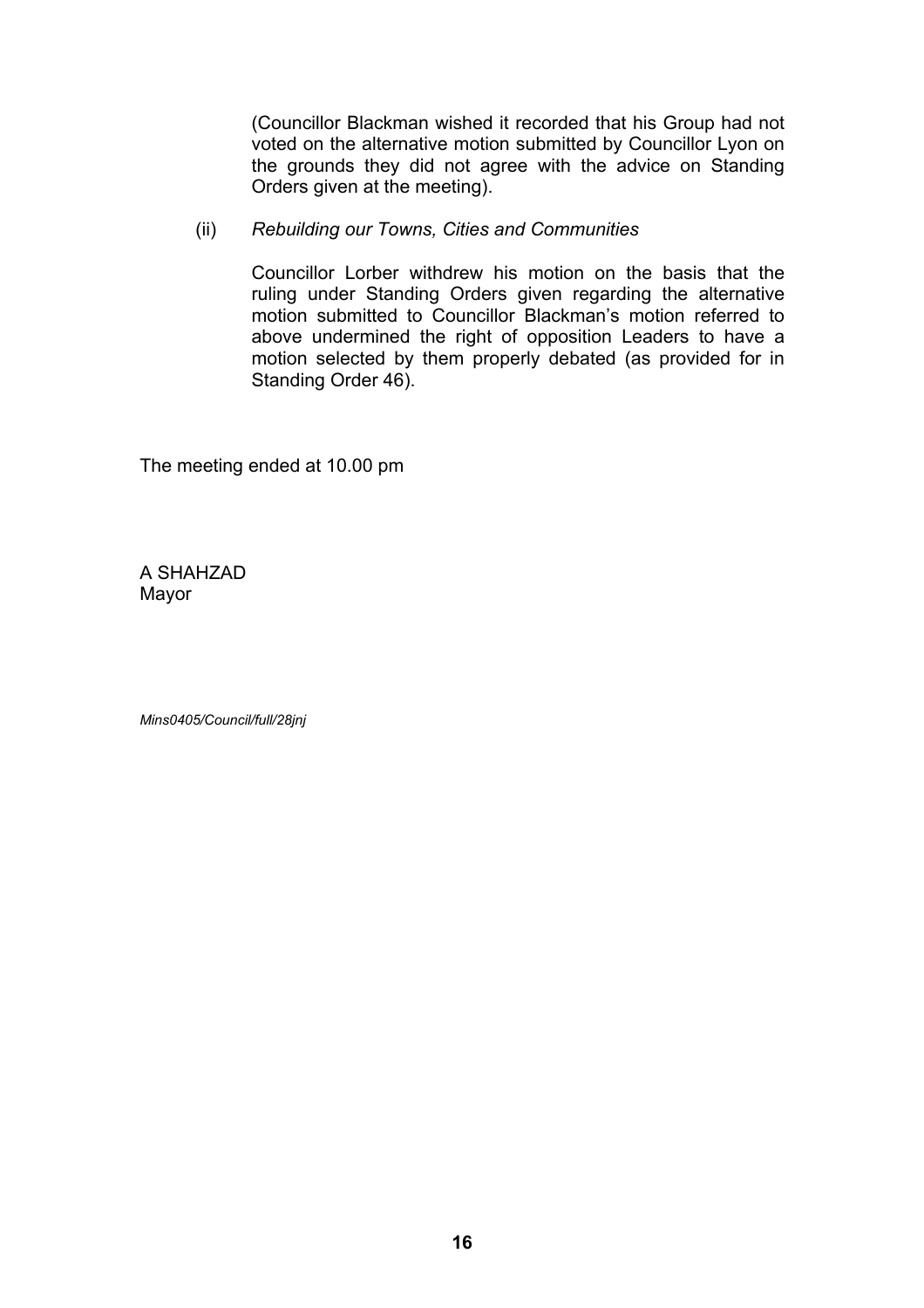(Councillor Blackman wished it recorded that his Group had not voted on the alternative motion submitted by Councillor Lyon on the grounds they did not agree with the advice on Standing Orders given at the meeting).

(ii) *Rebuilding our Towns, Cities and Communities*

Councillor Lorber withdrew his motion on the basis that the ruling under Standing Orders given regarding the alternative motion submitted to Councillor Blackman's motion referred to above undermined the right of opposition Leaders to have a motion selected by them properly debated (as provided for in Standing Order 46).

The meeting ended at 10.00 pm

A SHAHZAD
Mayor

*Mins0405/Council/full/28jnj*